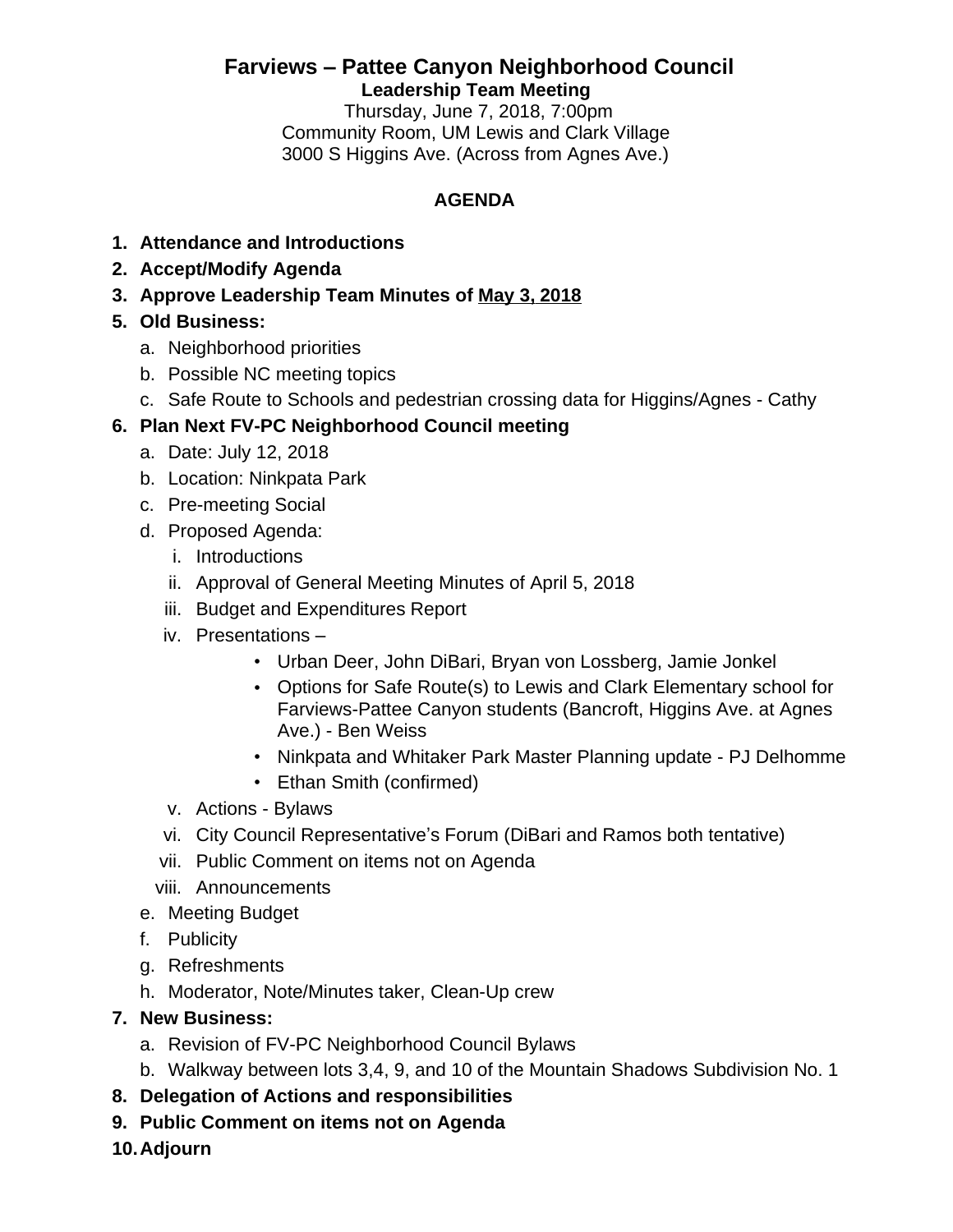# Farviews – Pattee Canyon Neighborhood Council

**Leadership Team Meeting**

Thursday, June 7, 2018, 7:00pm
Community Room, UM Lewis and Clark Village
3000 S Higgins Ave. (Across from Agnes Ave.)

**AGENDA**

1. **Attendance and Introductions**
2. **Accept/Modify Agenda**
3. **Approve Leadership Team Minutes of <u>May 3, 2018</u>**
5. **Old Business:**
   a. Neighborhood priorities
   b. Possible NC meeting topics
   c. Safe Route to Schools and pedestrian crossing data for Higgins/Agnes - Cathy
6. **Plan Next FV-PC Neighborhood Council meeting**
   a. Date: July 12, 2018
   b. Location: Ninkpata Park
   c. Pre-meeting Social
   d. Proposed Agenda:
      i. Introductions
      ii. Approval of General Meeting Minutes of April 5, 2018
      iii. Budget and Expenditures Report
      iv. Presentations –
         - Urban Deer, John DiBari, Bryan von Lossberg, Jamie Jonkel
         - Options for Safe Route(s) to Lewis and Clark Elementary school for Farviews-Pattee Canyon students (Bancroft, Higgins Ave. at Agnes Ave.) - Ben Weiss
         - Ninkpata and Whitaker Park Master Planning update - PJ Delhomme
         - Ethan Smith (confirmed)
      v. Actions - Bylaws
      vi. City Council Representative's Forum (DiBari and Ramos both tentative)
      vii. Public Comment on items not on Agenda
      viii. Announcements
   e. Meeting Budget
   f. Publicity
   g. Refreshments
   h. Moderator, Note/Minutes taker, Clean-Up crew
7. **New Business:**
   a. Revision of FV-PC Neighborhood Council Bylaws
   b. Walkway between lots 3,4, 9, and 10 of the Mountain Shadows Subdivision No. 1
8. **Delegation of Actions and responsibilities**
9. **Public Comment on items not on Agenda**
10. **Adjourn**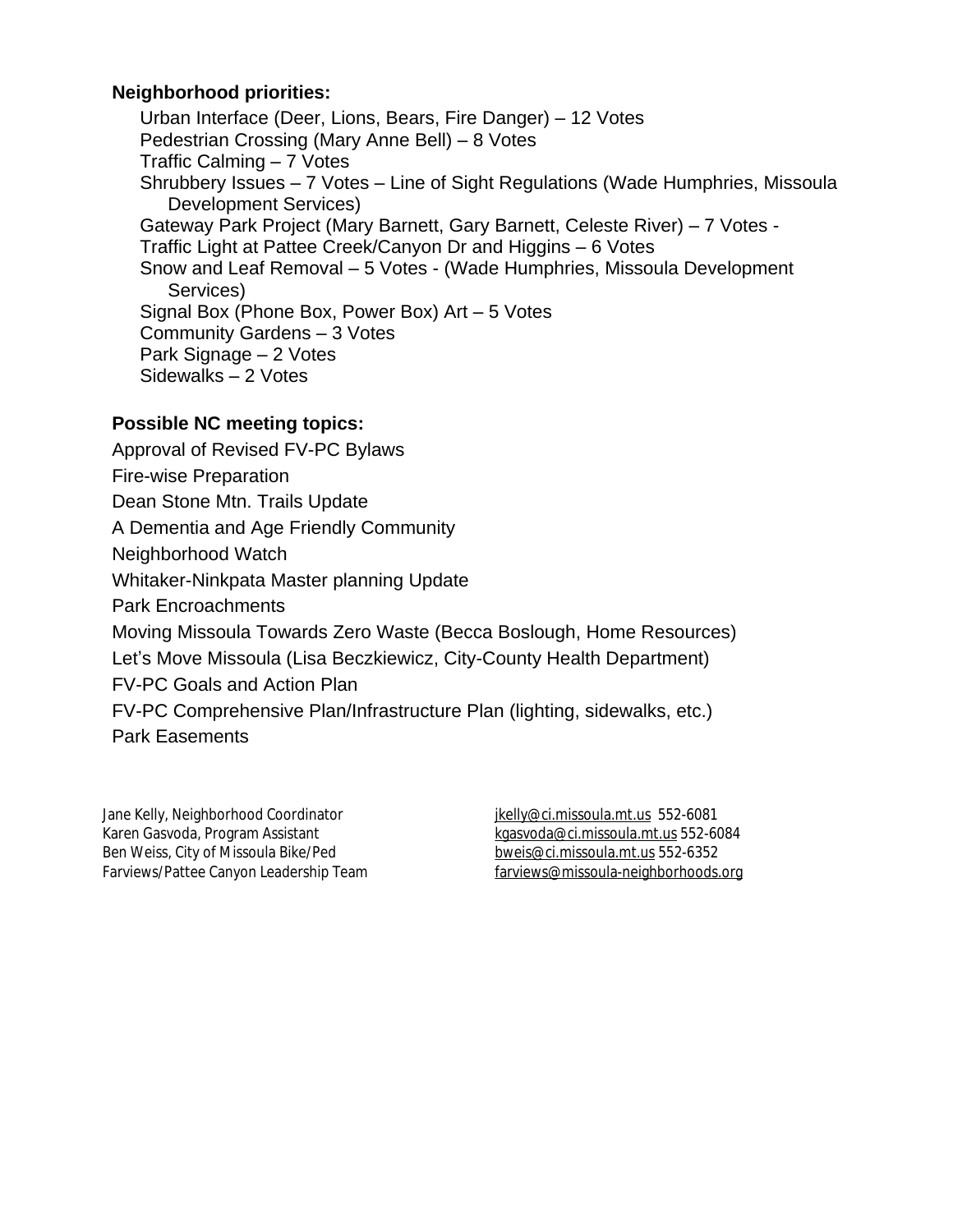**Neighborhood priorities:**

- Urban Interface (Deer, Lions, Bears, Fire Danger) – 12 Votes
- Pedestrian Crossing (Mary Anne Bell) – 8 Votes
- Traffic Calming – 7 Votes
- Shrubbery Issues – 7 Votes – Line of Sight Regulations (Wade Humphries, Missoula Development Services)
- Gateway Park Project (Mary Barnett, Gary Barnett, Celeste River) – 7 Votes -
- Traffic Light at Pattee Creek/Canyon Dr and Higgins – 6 Votes
- Snow and Leaf Removal – 5 Votes - (Wade Humphries, Missoula Development Services)
- Signal Box (Phone Box, Power Box) Art – 5 Votes
- Community Gardens – 3 Votes
- Park Signage – 2 Votes
- Sidewalks – 2 Votes

**Possible NC meeting topics:**

Approval of Revised FV-PC Bylaws

Fire-wise Preparation

Dean Stone Mtn. Trails Update

A Dementia and Age Friendly Community

Neighborhood Watch

Whitaker-Ninkpata Master planning Update

Park Encroachments

Moving Missoula Towards Zero Waste (Becca Boslough, Home Resources)

Let's Move Missoula (Lisa Beczkiewicz, City-County Health Department)

FV-PC Goals and Action Plan

FV-PC Comprehensive Plan/Infrastructure Plan (lighting, sidewalks, etc.)

Park Easements

Jane Kelly, Neighborhood Coordinator jkelly@ci.missoula.mt.us 552-6081
Karen Gasvoda, Program Assistant kgasvoda@ci.missoula.mt.us 552-6084
Ben Weiss, City of Missoula Bike/Ped bweis@ci.missoula.mt.us 552-6352
Farviews/Pattee Canyon Leadership Team farviews@missoula-neighborhoods.org